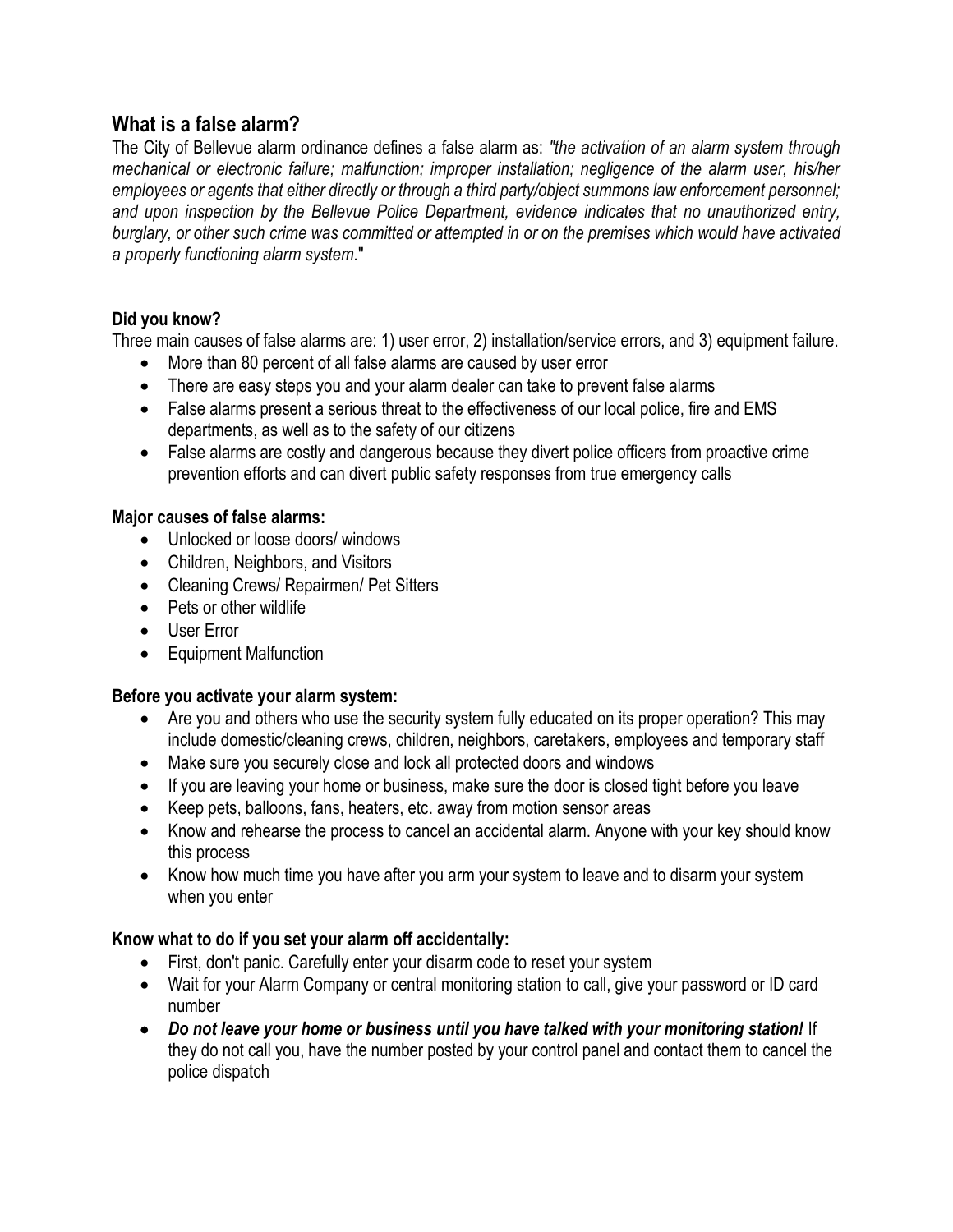## What is a false alarm?

The City of Bellevue alarm ordinance defines a false alarm as: *"the activation of an alarm system through mechanical or electronic failure; malfunction; improper installation; negligence of the alarm user, his/her employees or agents that either directly or through a third party/object summons law enforcement personnel; and upon inspection by the Bellevue Police Department, evidence indicates that no unauthorized entry, burglary, or other such crime was committed or attempted in or on the premises which would have activated a properly functioning alarm system.*"

**Did you know?**

Three main causes of false alarms are: 1) user error, 2) installation/service errors, and 3) equipment failure.

- More than 80 percent of all false alarms are caused by user error
- There are easy steps you and your alarm dealer can take to prevent false alarms
- False alarms present a serious threat to the effectiveness of our local police, fire and EMS departments, as well as to the safety of our citizens
- False alarms are costly and dangerous because they divert police officers from proactive crime prevention efforts and can divert public safety responses from true emergency calls

**Major causes of false alarms:**

- Unlocked or loose doors/ windows
- Children, Neighbors, and Visitors
- Cleaning Crews/ Repairmen/ Pet Sitters
- Pets or other wildlife
- User Error
- Equipment Malfunction

**Before you activate your alarm system:**

- Are you and others who use the security system fully educated on its proper operation? This may include domestic/cleaning crews, children, neighbors, caretakers, employees and temporary staff
- Make sure you securely close and lock all protected doors and windows
- If you are leaving your home or business, make sure the door is closed tight before you leave
- Keep pets, balloons, fans, heaters, etc. away from motion sensor areas
- Know and rehearse the process to cancel an accidental alarm. Anyone with your key should know this process
- Know how much time you have after you arm your system to leave and to disarm your system when you enter

**Know what to do if you set your alarm off accidentally:**

- First, don't panic. Carefully enter your disarm code to reset your system
- Wait for your Alarm Company or central monitoring station to call, give your password or ID card number
- ***Do not leave your home or business until you have talked with your monitoring station!*** If they do not call you, have the number posted by your control panel and contact them to cancel the police dispatch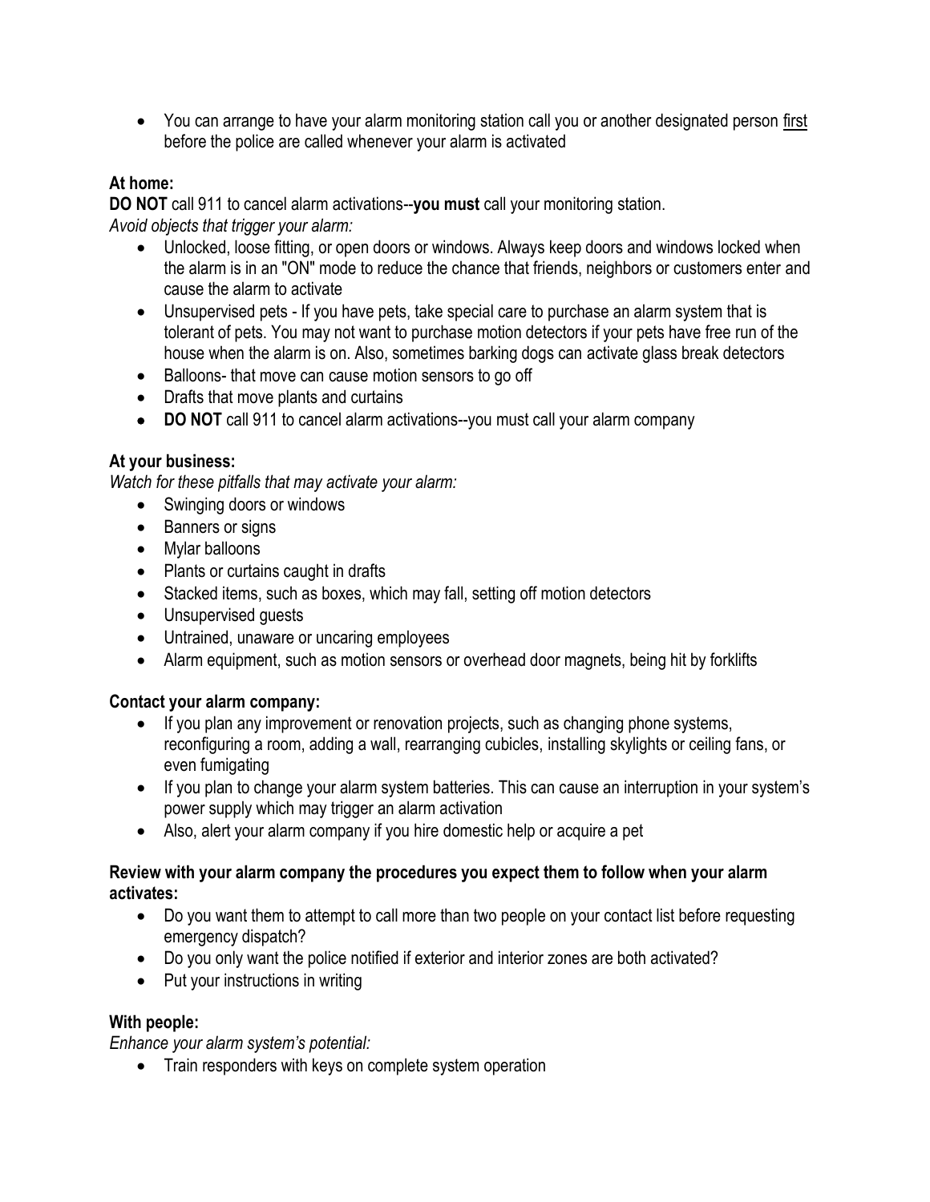- You can arrange to have your alarm monitoring station call you or another designated person first before the police are called whenever your alarm is activated

**At home:**

**DO NOT** call 911 to cancel alarm activations--**you must** call your monitoring station.

*Avoid objects that trigger your alarm:*

- Unlocked, loose fitting, or open doors or windows. Always keep doors and windows locked when the alarm is in an "ON" mode to reduce the chance that friends, neighbors or customers enter and cause the alarm to activate
- Unsupervised pets - If you have pets, take special care to purchase an alarm system that is tolerant of pets. You may not want to purchase motion detectors if your pets have free run of the house when the alarm is on. Also, sometimes barking dogs can activate glass break detectors
- Balloons- that move can cause motion sensors to go off
- Drafts that move plants and curtains
- **DO NOT** call 911 to cancel alarm activations--you must call your alarm company

**At your business:**

*Watch for these pitfalls that may activate your alarm:*

- Swinging doors or windows
- Banners or signs
- Mylar balloons
- Plants or curtains caught in drafts
- Stacked items, such as boxes, which may fall, setting off motion detectors
- Unsupervised guests
- Untrained, unaware or uncaring employees
- Alarm equipment, such as motion sensors or overhead door magnets, being hit by forklifts

**Contact your alarm company:**

- If you plan any improvement or renovation projects, such as changing phone systems, reconfiguring a room, adding a wall, rearranging cubicles, installing skylights or ceiling fans, or even fumigating
- If you plan to change your alarm system batteries. This can cause an interruption in your system's power supply which may trigger an alarm activation
- Also, alert your alarm company if you hire domestic help or acquire a pet

**Review with your alarm company the procedures you expect them to follow when your alarm activates:**

- Do you want them to attempt to call more than two people on your contact list before requesting emergency dispatch?
- Do you only want the police notified if exterior and interior zones are both activated?
- Put your instructions in writing

**With people:**

*Enhance your alarm system's potential:*

- Train responders with keys on complete system operation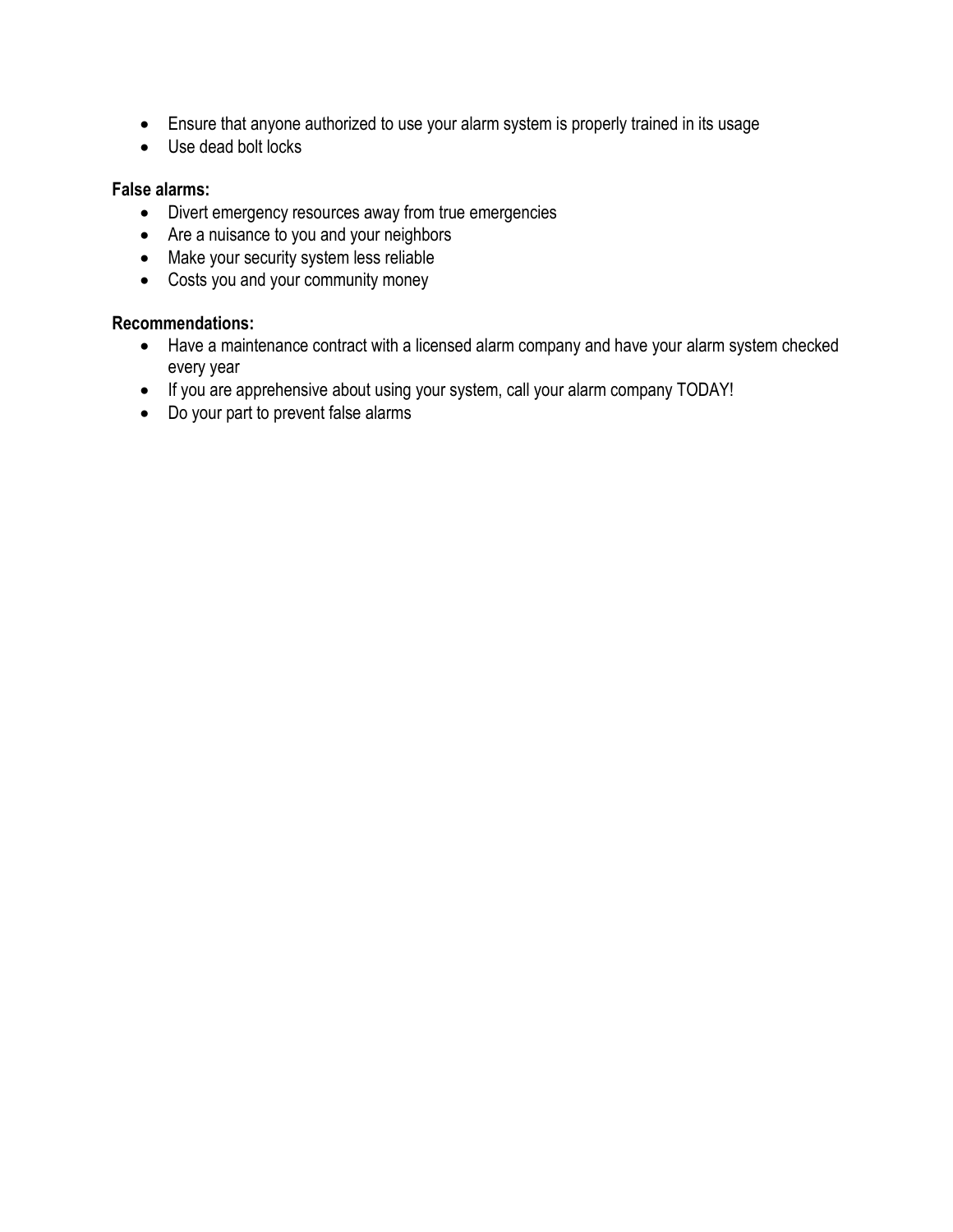- Ensure that anyone authorized to use your alarm system is properly trained in its usage
- Use dead bolt locks

**False alarms:**

- Divert emergency resources away from true emergencies
- Are a nuisance to you and your neighbors
- Make your security system less reliable
- Costs you and your community money

**Recommendations:**

- Have a maintenance contract with a licensed alarm company and have your alarm system checked every year
- If you are apprehensive about using your system, call your alarm company TODAY!
- Do your part to prevent false alarms